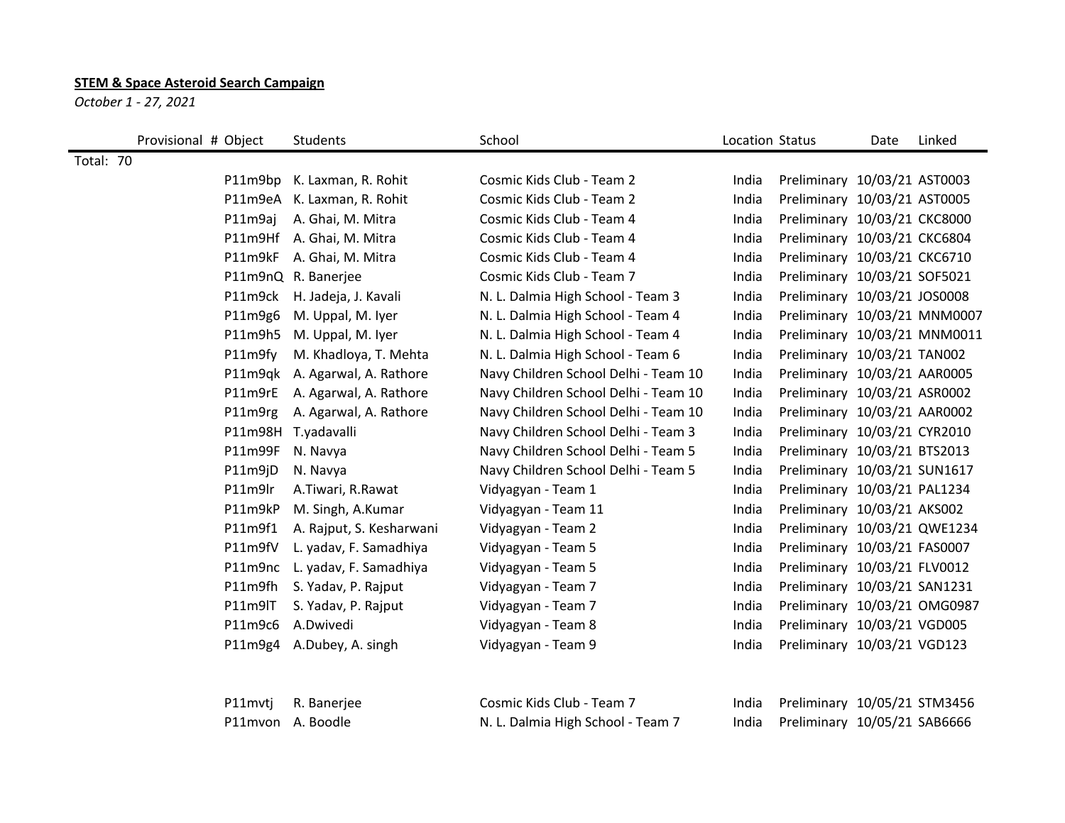**STEM & Space Asteroid Search Campaign**

*October 1 - 27, 2021*

| Provisional # | Object | Students | School | Location | Status | Date | Linked |
|---|---|---|---|---|---|---|---|
| Total: 70 | | | | | | | |
| | P11m9bp | K. Laxman, R. Rohit | Cosmic Kids Club - Team 2 | India | Preliminary | 10/03/21 | AST0003 |
| | P11m9eA | K. Laxman, R. Rohit | Cosmic Kids Club - Team 2 | India | Preliminary | 10/03/21 | AST0005 |
| | P11m9aj | A. Ghai, M. Mitra | Cosmic Kids Club - Team 4 | India | Preliminary | 10/03/21 | CKC8000 |
| | P11m9Hf | A. Ghai, M. Mitra | Cosmic Kids Club - Team 4 | India | Preliminary | 10/03/21 | CKC6804 |
| | P11m9kF | A. Ghai, M. Mitra | Cosmic Kids Club - Team 4 | India | Preliminary | 10/03/21 | CKC6710 |
| | P11m9nQ | R. Banerjee | Cosmic Kids Club - Team 7 | India | Preliminary | 10/03/21 | SOF5021 |
| | P11m9ck | H. Jadeja, J. Kavali | N. L. Dalmia High School - Team 3 | India | Preliminary | 10/03/21 | JOS0008 |
| | P11m9g6 | M. Uppal, M. Iyer | N. L. Dalmia High School - Team 4 | India | Preliminary | 10/03/21 | MNM0007 |
| | P11m9h5 | M. Uppal, M. Iyer | N. L. Dalmia High School - Team 4 | India | Preliminary | 10/03/21 | MNM0011 |
| | P11m9fy | M. Khadloya, T. Mehta | N. L. Dalmia High School - Team 6 | India | Preliminary | 10/03/21 | TAN002 |
| | P11m9qk | A. Agarwal, A. Rathore | Navy Children School Delhi - Team 10 | India | Preliminary | 10/03/21 | AAR0005 |
| | P11m9rE | A. Agarwal, A. Rathore | Navy Children School Delhi - Team 10 | India | Preliminary | 10/03/21 | ASR0002 |
| | P11m9rg | A. Agarwal, A. Rathore | Navy Children School Delhi - Team 10 | India | Preliminary | 10/03/21 | AAR0002 |
| | P11m98H | T.yadavalli | Navy Children School Delhi - Team 3 | India | Preliminary | 10/03/21 | CYR2010 |
| | P11m99F | N. Navya | Navy Children School Delhi - Team 5 | India | Preliminary | 10/03/21 | BTS2013 |
| | P11m9jD | N. Navya | Navy Children School Delhi - Team 5 | India | Preliminary | 10/03/21 | SUN1617 |
| | P11m9lr | A.Tiwari, R.Rawat | Vidyagyan - Team 1 | India | Preliminary | 10/03/21 | PAL1234 |
| | P11m9kP | M. Singh, A.Kumar | Vidyagyan - Team 11 | India | Preliminary | 10/03/21 | AKS002 |
| | P11m9f1 | A. Rajput, S. Kesharwani | Vidyagyan - Team 2 | India | Preliminary | 10/03/21 | QWE1234 |
| | P11m9fV | L. yadav, F. Samadhiya | Vidyagyan - Team 5 | India | Preliminary | 10/03/21 | FAS0007 |
| | P11m9nc | L. yadav, F. Samadhiya | Vidyagyan - Team 5 | India | Preliminary | 10/03/21 | FLV0012 |
| | P11m9fh | S. Yadav, P. Rajput | Vidyagyan - Team 7 | India | Preliminary | 10/03/21 | SAN1231 |
| | P11m9lT | S. Yadav, P. Rajput | Vidyagyan - Team 7 | India | Preliminary | 10/03/21 | OMG0987 |
| | P11m9c6 | A.Dwivedi | Vidyagyan - Team 8 | India | Preliminary | 10/03/21 | VGD005 |
| | P11m9g4 | A.Dubey, A. singh | Vidyagyan - Team 9 | India | Preliminary | 10/03/21 | VGD123 |
| | | | | | | | |
| | P11mvtj | R. Banerjee | Cosmic Kids Club - Team 7 | India | Preliminary | 10/05/21 | STM3456 |
| | P11mvon | A. Boodle | N. L. Dalmia High School - Team 7 | India | Preliminary | 10/05/21 | SAB6666 |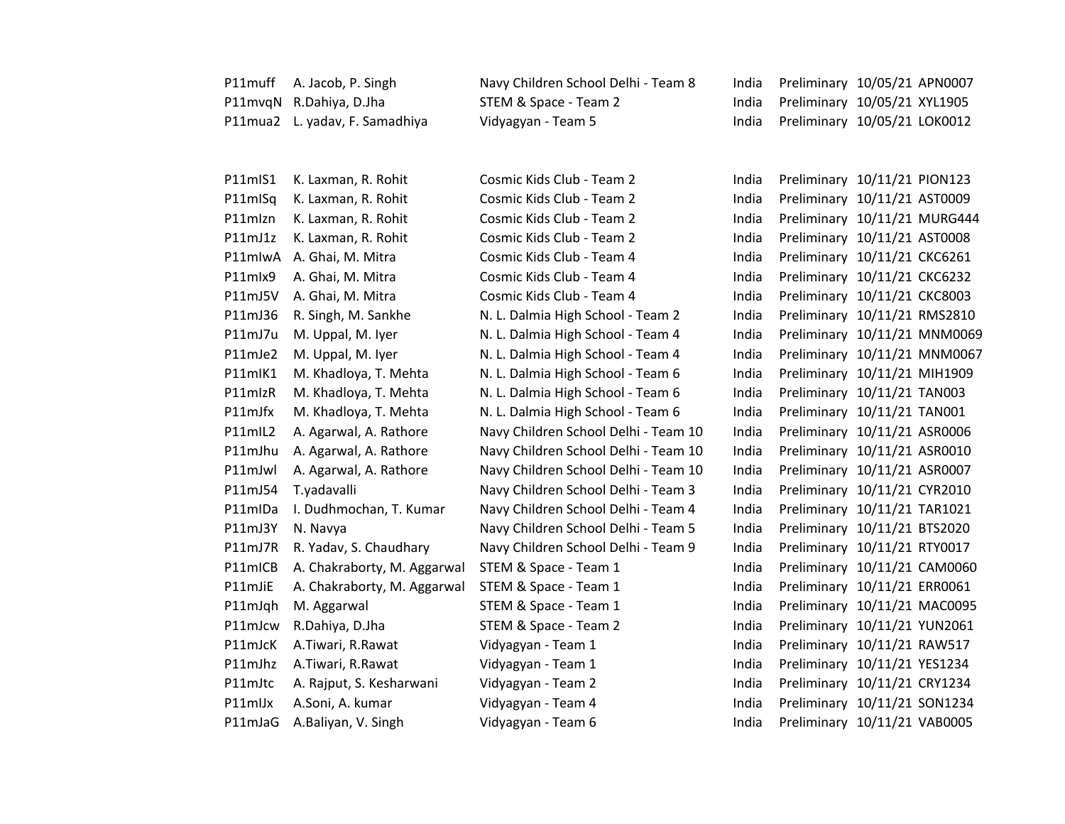| | | | | | | |
|---|---|---|---|---|---|---|
| P11muff | A. Jacob, P. Singh | Navy Children School Delhi - Team 8 | India | Preliminary | 10/05/21 | APN0007 |
| P11mvqN | R.Dahiya, D.Jha | STEM & Space - Team 2 | India | Preliminary | 10/05/21 | XYL1905 |
| P11mua2 | L. yadav, F. Samadhiya | Vidyagyan - Team 5 | India | Preliminary | 10/05/21 | LOK0012 |

| | | | | | | |
|---|---|---|---|---|---|---|
| P11mIS1 | K. Laxman, R. Rohit | Cosmic Kids Club - Team 2 | India | Preliminary | 10/11/21 | PION123 |
| P11mISq | K. Laxman, R. Rohit | Cosmic Kids Club - Team 2 | India | Preliminary | 10/11/21 | AST0009 |
| P11mIzn | K. Laxman, R. Rohit | Cosmic Kids Club - Team 2 | India | Preliminary | 10/11/21 | MURG444 |
| P11mJ1z | K. Laxman, R. Rohit | Cosmic Kids Club - Team 2 | India | Preliminary | 10/11/21 | AST0008 |
| P11mIwA | A. Ghai, M. Mitra | Cosmic Kids Club - Team 4 | India | Preliminary | 10/11/21 | CKC6261 |
| P11mIx9 | A. Ghai, M. Mitra | Cosmic Kids Club - Team 4 | India | Preliminary | 10/11/21 | CKC6232 |
| P11mJ5V | A. Ghai, M. Mitra | Cosmic Kids Club - Team 4 | India | Preliminary | 10/11/21 | CKC8003 |
| P11mJ36 | R. Singh, M. Sankhe | N. L. Dalmia High School - Team 2 | India | Preliminary | 10/11/21 | RMS2810 |
| P11mJ7u | M. Uppal, M. Iyer | N. L. Dalmia High School - Team 4 | India | Preliminary | 10/11/21 | MNM0069 |
| P11mJe2 | M. Uppal, M. Iyer | N. L. Dalmia High School - Team 4 | India | Preliminary | 10/11/21 | MNM0067 |
| P11mIK1 | M. Khadloya, T. Mehta | N. L. Dalmia High School - Team 6 | India | Preliminary | 10/11/21 | MIH1909 |
| P11mIzR | M. Khadloya, T. Mehta | N. L. Dalmia High School - Team 6 | India | Preliminary | 10/11/21 | TAN003 |
| P11mJfx | M. Khadloya, T. Mehta | N. L. Dalmia High School - Team 6 | India | Preliminary | 10/11/21 | TAN001 |
| P11mIL2 | A. Agarwal, A. Rathore | Navy Children School Delhi - Team 10 | India | Preliminary | 10/11/21 | ASR0006 |
| P11mJhu | A. Agarwal, A. Rathore | Navy Children School Delhi - Team 10 | India | Preliminary | 10/11/21 | ASR0010 |
| P11mJwl | A. Agarwal, A. Rathore | Navy Children School Delhi - Team 10 | India | Preliminary | 10/11/21 | ASR0007 |
| P11mJ54 | T.yadavalli | Navy Children School Delhi - Team 3 | India | Preliminary | 10/11/21 | CYR2010 |
| P11mIDa | I. Dudhmochan, T. Kumar | Navy Children School Delhi - Team 4 | India | Preliminary | 10/11/21 | TAR1021 |
| P11mJ3Y | N. Navya | Navy Children School Delhi - Team 5 | India | Preliminary | 10/11/21 | BTS2020 |
| P11mJ7R | R. Yadav, S. Chaudhary | Navy Children School Delhi - Team 9 | India | Preliminary | 10/11/21 | RTY0017 |
| P11mICB | A. Chakraborty, M. Aggarwal | STEM & Space - Team 1 | India | Preliminary | 10/11/21 | CAM0060 |
| P11mJiE | A. Chakraborty, M. Aggarwal | STEM & Space - Team 1 | India | Preliminary | 10/11/21 | ERR0061 |
| P11mJqh | M. Aggarwal | STEM & Space - Team 1 | India | Preliminary | 10/11/21 | MAC0095 |
| P11mJcw | R.Dahiya, D.Jha | STEM & Space - Team 2 | India | Preliminary | 10/11/21 | YUN2061 |
| P11mJcK | A.Tiwari, R.Rawat | Vidyagyan - Team 1 | India | Preliminary | 10/11/21 | RAW517 |
| P11mJhz | A.Tiwari, R.Rawat | Vidyagyan - Team 1 | India | Preliminary | 10/11/21 | YES1234 |
| P11mJtc | A. Rajput, S. Kesharwani | Vidyagyan - Team 2 | India | Preliminary | 10/11/21 | CRY1234 |
| P11mIJx | A.Soni, A. kumar | Vidyagyan - Team 4 | India | Preliminary | 10/11/21 | SON1234 |
| P11mJaG | A.Baliyan, V. Singh | Vidyagyan - Team 6 | India | Preliminary | 10/11/21 | VAB0005 |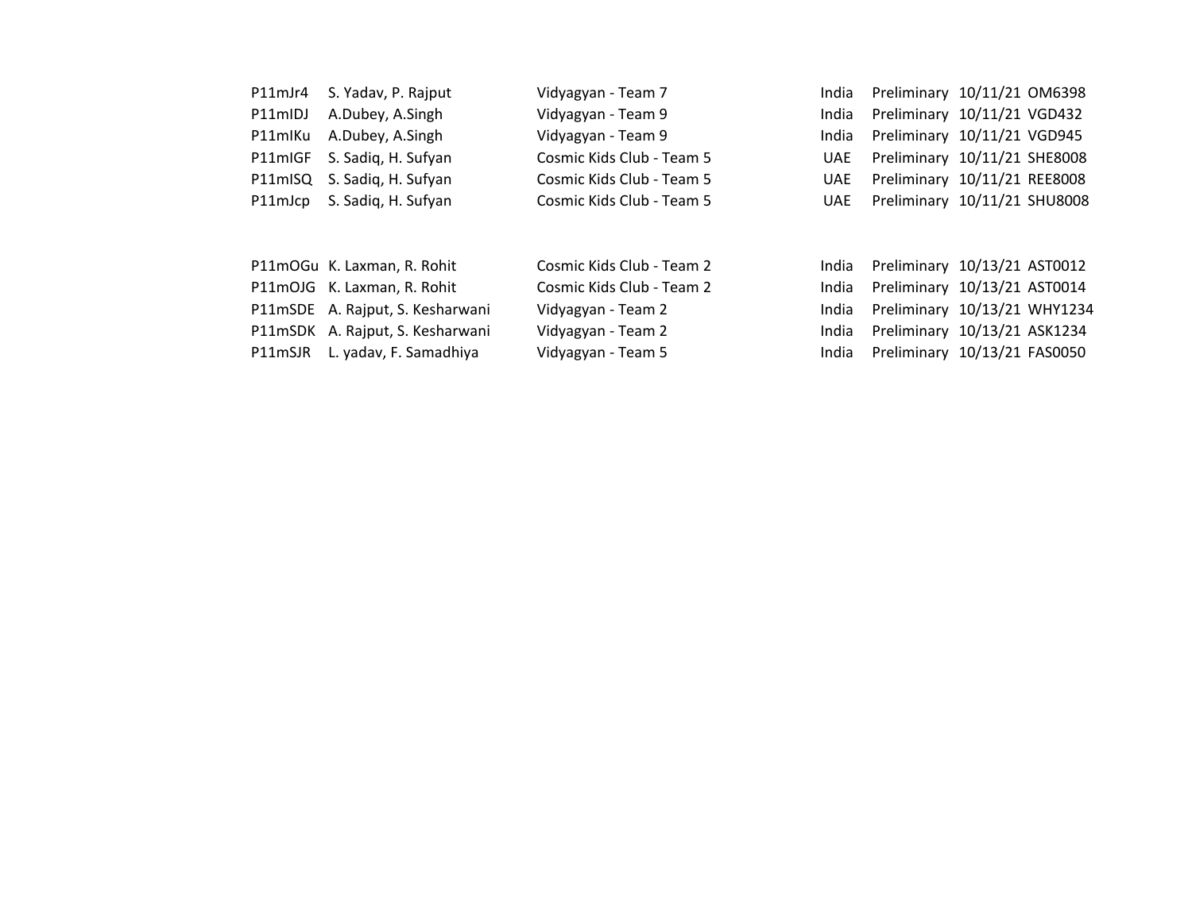| | | | | | | |
|---|---|---|---|---|---|---|
| P11mJr4 | S. Yadav, P. Rajput | Vidyagyan - Team 7 | India | Preliminary | 10/11/21 | OM6398 |
| P11mIDJ | A.Dubey, A.Singh | Vidyagyan - Team 9 | India | Preliminary | 10/11/21 | VGD432 |
| P11mIKu | A.Dubey, A.Singh | Vidyagyan - Team 9 | India | Preliminary | 10/11/21 | VGD945 |
| P11mIGF | S. Sadiq, H. Sufyan | Cosmic Kids Club - Team 5 | UAE | Preliminary | 10/11/21 | SHE8008 |
| P11mISQ | S. Sadiq, H. Sufyan | Cosmic Kids Club - Team 5 | UAE | Preliminary | 10/11/21 | REE8008 |
| P11mJcp | S. Sadiq, H. Sufyan | Cosmic Kids Club - Team 5 | UAE | Preliminary | 10/11/21 | SHU8008 |
| | | | | | | |
| P11mOGu | K. Laxman, R. Rohit | Cosmic Kids Club - Team 2 | India | Preliminary | 10/13/21 | AST0012 |
| P11mOJG | K. Laxman, R. Rohit | Cosmic Kids Club - Team 2 | India | Preliminary | 10/13/21 | AST0014 |
| P11mSDE | A. Rajput, S. Kesharwani | Vidyagyan - Team 2 | India | Preliminary | 10/13/21 | WHY1234 |
| P11mSDK | A. Rajput, S. Kesharwani | Vidyagyan - Team 2 | India | Preliminary | 10/13/21 | ASK1234 |
| P11mSJR | L. yadav, F. Samadhiya | Vidyagyan - Team 5 | India | Preliminary | 10/13/21 | FAS0050 |